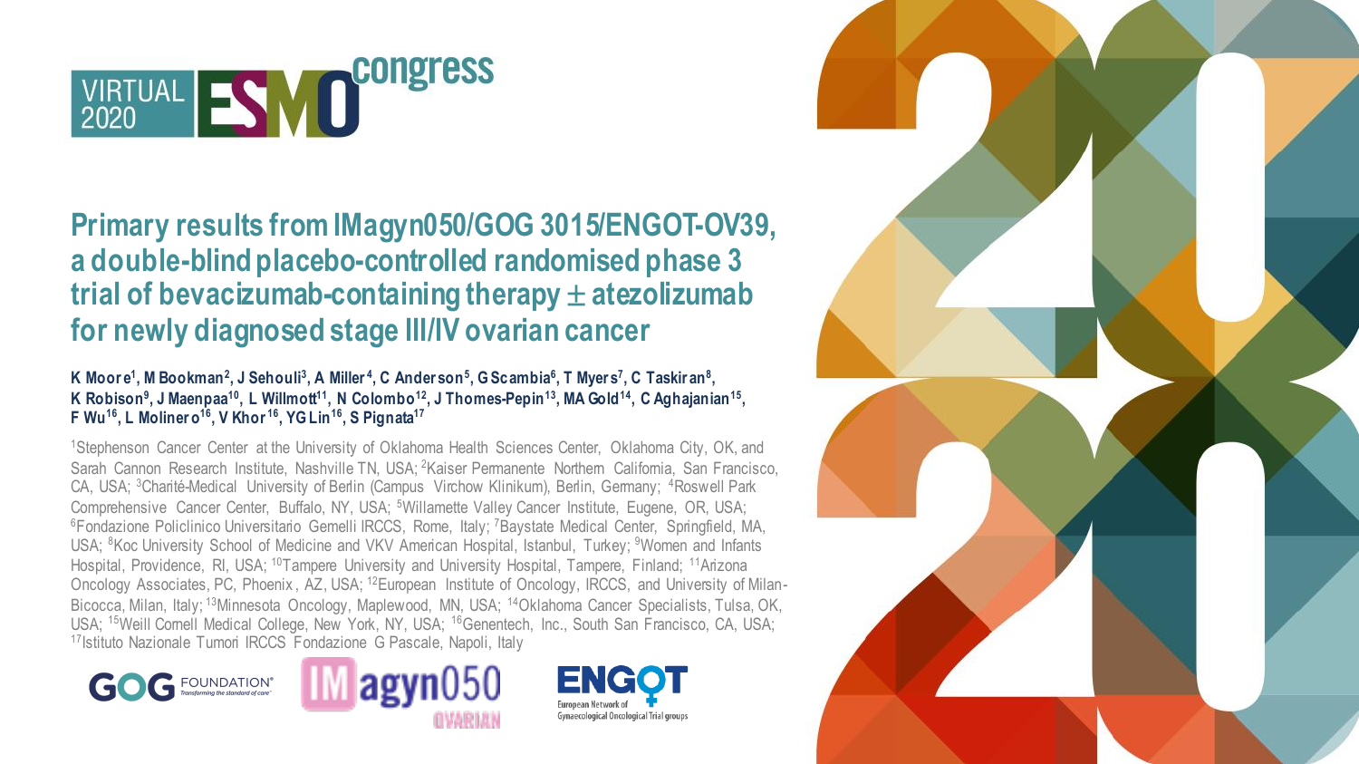VIRTUAL 2020 ESMO congress

# Primary results from IMagyn050/GOG 3015/ENGOT-OV39, a double-blind placebo-controlled randomised phase 3 trial of bevacizumab-containing therapy ± atezolizumab for newly diagnosed stage III/IV ovarian cancer

**K Moore[1], M Bookman[2], J Sehouli[3], A Miller[4], C Anderson[5], G Scambia[6], T Myers[7], C Taskiran[8], K Robison[9], J Maenpaa[10], L Willmott[11], N Colombo[12], J Thomes-Pepin[13], MA Gold[14], C Aghajanian[15], F Wu[16], L Molinero[16], V Khor[16], YG Lin[16], S Pignata[17]**

[1]Stephenson Cancer Center at the University of Oklahoma Health Sciences Center, Oklahoma City, OK, and Sarah Cannon Research Institute, Nashville TN, USA; [2]Kaiser Permanente Northern California, San Francisco, CA, USA; [3]Charité-Medical University of Berlin (Campus Virchow Klinikum), Berlin, Germany; [4]Roswell Park Comprehensive Cancer Center, Buffalo, NY, USA; [5]Willamette Valley Cancer Institute, Eugene, OR, USA; [6]Fondazione Policlinico Universitario Gemelli IRCCS, Rome, Italy; [7]Baystate Medical Center, Springfield, MA, USA; [8]Koc University School of Medicine and VKV American Hospital, Istanbul, Turkey; [9]Women and Infants Hospital, Providence, RI, USA; [10]Tampere University and University Hospital, Tampere, Finland; [11]Arizona Oncology Associates, PC, Phoenix, AZ, USA; [12]European Institute of Oncology, IRCCS, and University of Milan-Bicocca, Milan, Italy; [13]Minnesota Oncology, Maplewood, MN, USA; [14]Oklahoma Cancer Specialists, Tulsa, OK, USA; [15]Weill Cornell Medical College, New York, NY, USA; [16]Genentech, Inc., South San Francisco, CA, USA; [17]Istituto Nazionale Tumori IRCCS Fondazione G Pascale, Napoli, Italy

GOG FOUNDATION® — IMagyn050 OVARIAN — ENGOT European Network of Gynaecological Oncological Trial groups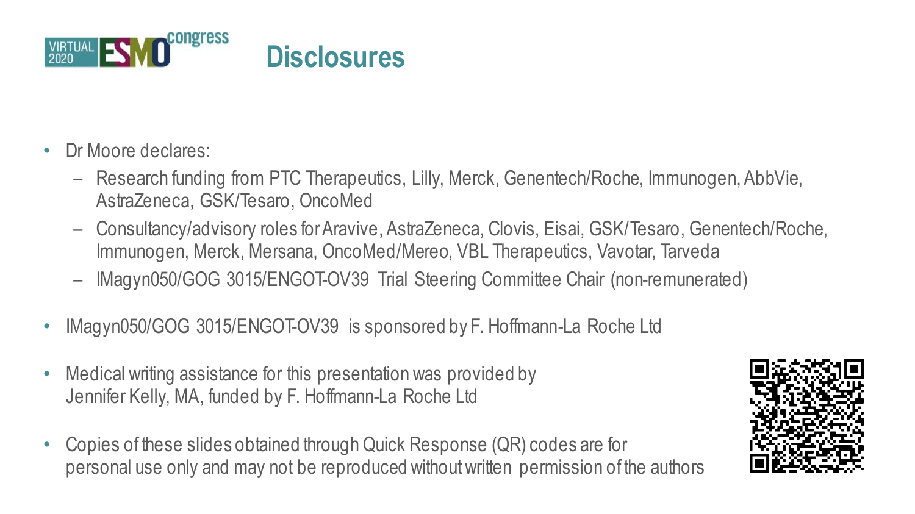# Disclosures

- Dr Moore declares:
  - Research funding from PTC Therapeutics, Lilly, Merck, Genentech/Roche, Immunogen, AbbVie, AstraZeneca, GSK/Tesaro, OncoMed
  - Consultancy/advisory roles for Aravive, AstraZeneca, Clovis, Eisai, GSK/Tesaro, Genentech/Roche, Immunogen, Merck, Mersana, OncoMed/Mereo, VBL Therapeutics, Vavotar, Tarveda
  - IMagyn050/GOG 3015/ENGOT-OV39 Trial Steering Committee Chair (non-remunerated)
- IMagyn050/GOG 3015/ENGOT-OV39 is sponsored by F. Hoffmann-La Roche Ltd
- Medical writing assistance for this presentation was provided by Jennifer Kelly, MA, funded by F. Hoffmann-La Roche Ltd
- Copies of these slides obtained through Quick Response (QR) codes are for personal use only and may not be reproduced without written permission of the authors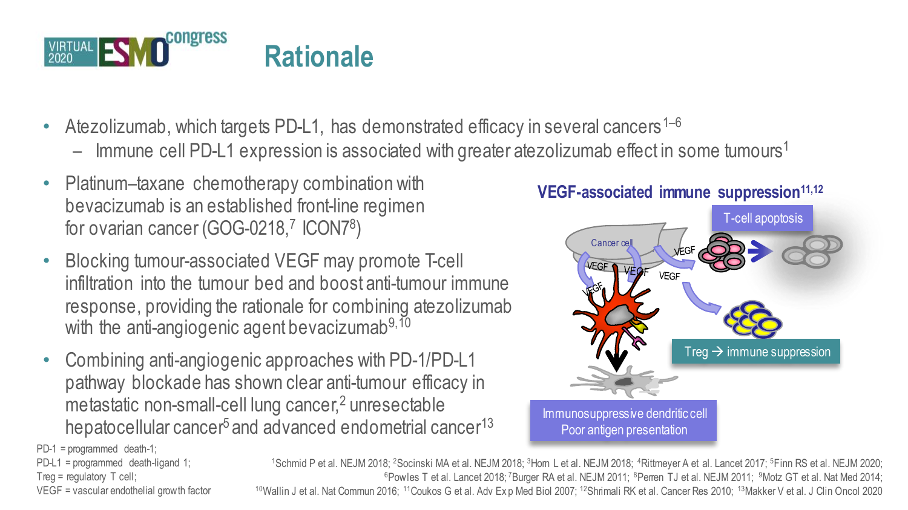# Rationale

- Atezolizumab, which targets PD-L1, has demonstrated efficacy in several cancers[1–6]
  - Immune cell PD-L1 expression is associated with greater atezolizumab effect in some tumours[1]
- Platinum–taxane chemotherapy combination with bevacizumab is an established front-line regimen for ovarian cancer (GOG-0218,[7] ICON7[8])
- Blocking tumour-associated VEGF may promote T-cell infiltration into the tumour bed and boost anti-tumour immune response, providing the rationale for combining atezolizumab with the anti-angiogenic agent bevacizumab[9,10]
- Combining anti-angiogenic approaches with PD-1/PD-L1 pathway blockade has shown clear anti-tumour efficacy in metastatic non-small-cell lung cancer,[2] unresectable hepatocellular cancer[5] and advanced endometrial cancer[13]

**VEGF-associated immune suppression[11,12]**

Cancer cell

VEGF

T-cell apoptosis

Treg → immune suppression

Immunosuppressive dendritic cell
Poor antigen presentation

PD-1 = programmed death-1;
PD-L1 = programmed death-ligand 1;
Treg = regulatory T cell;
VEGF = vascular endothelial growth factor

[1]Schmid P et al. NEJM 2018; [2]Socinski MA et al. NEJM 2018; [3]Horn L et al. NEJM 2018; [4]Rittmeyer A et al. Lancet 2017; [5]Finn RS et al. NEJM 2020; [6]Powles T et al. Lancet 2018; [7]Burger RA et al. NEJM 2011; [8]Perren TJ et al. NEJM 2011; [9]Motz GT et al. Nat Med 2014; [10]Wallin J et al. Nat Commun 2016; [11]Coukos G et al. Adv Exp Med Biol 2007; [12]Shrimali RK et al. Cancer Res 2010; [13]Makker V et al. J Clin Oncol 2020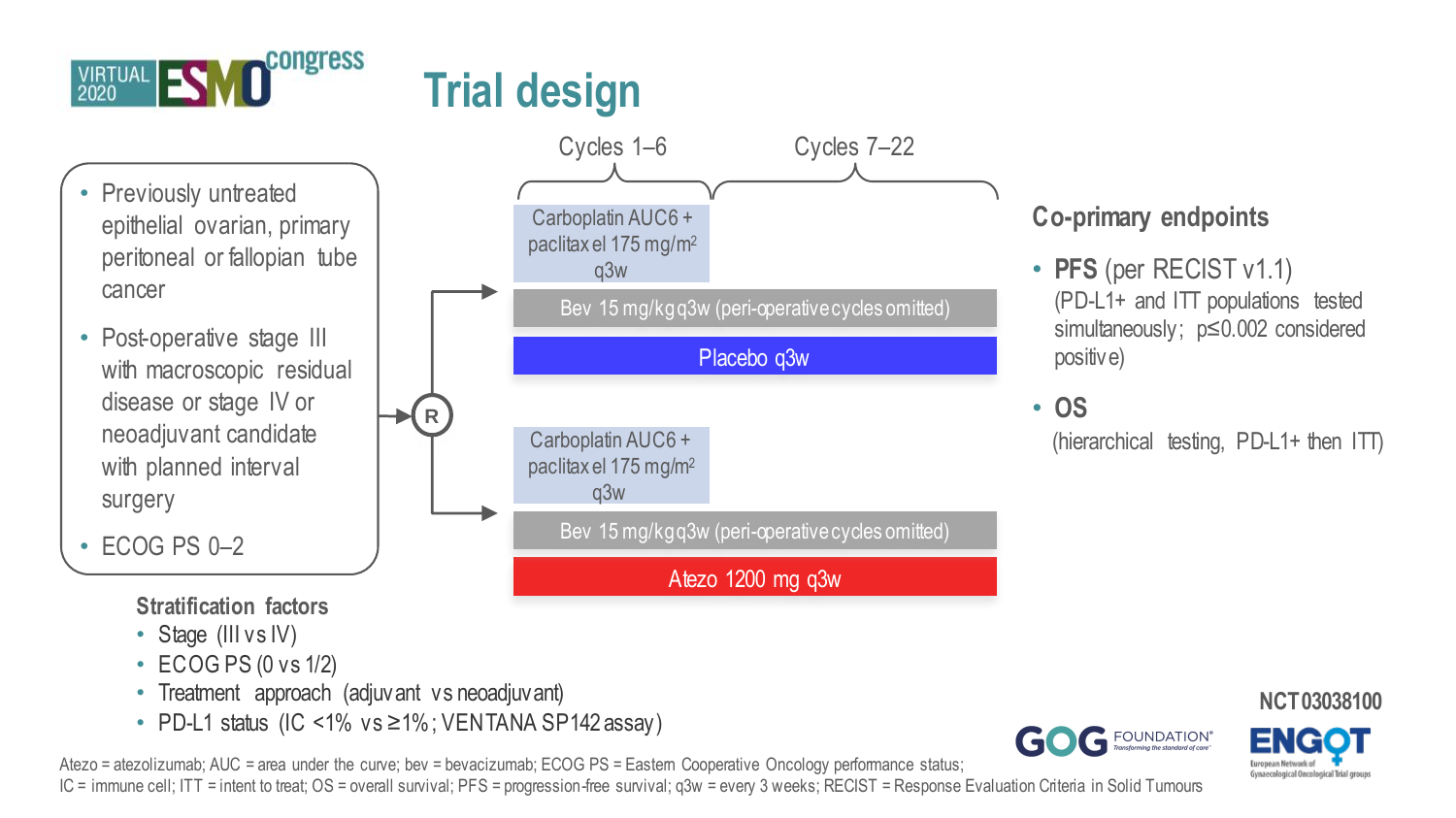# Trial design

- Previously untreated epithelial ovarian, primary peritoneal or fallopian tube cancer
- Post-operative stage III with macroscopic residual disease or stage IV or neoadjuvant candidate with planned interval surgery
- ECOG PS 0–2

→ R (randomization)

**Arm 1**

| Cycles 1–6 | Cycles 7–22 |
|---|---|
| Carboplatin AUC6 + paclitaxel 175 mg/m² q3w | |
| Bev 15 mg/kg q3w (peri-operative cycles omitted) | |
| Placebo q3w | |

**Arm 2**

| Cycles 1–6 | Cycles 7–22 |
|---|---|
| Carboplatin AUC6 + paclitaxel 175 mg/m² q3w | |
| Bev 15 mg/kg q3w (peri-operative cycles omitted) | |
| Atezo 1200 mg q3w | |

### Co-primary endpoints

- **PFS** (per RECIST v1.1)
  (PD-L1+ and ITT populations tested simultaneously; p≤0.002 considered positive)
- **OS**
  (hierarchical testing, PD-L1+ then ITT)

**Stratification factors**

- Stage (III vs IV)
- ECOG PS (0 vs 1/2)
- Treatment approach (adjuvant vs neoadjuvant)
- PD-L1 status (IC <1% vs ≥1%; VENTANA SP142 assay)

**NCT03038100**

Atezo = atezolizumab; AUC = area under the curve; bev = bevacizumab; ECOG PS = Eastern Cooperative Oncology performance status; IC = immune cell; ITT = intent to treat; OS = overall survival; PFS = progression-free survival; q3w = every 3 weeks; RECIST = Response Evaluation Criteria in Solid Tumours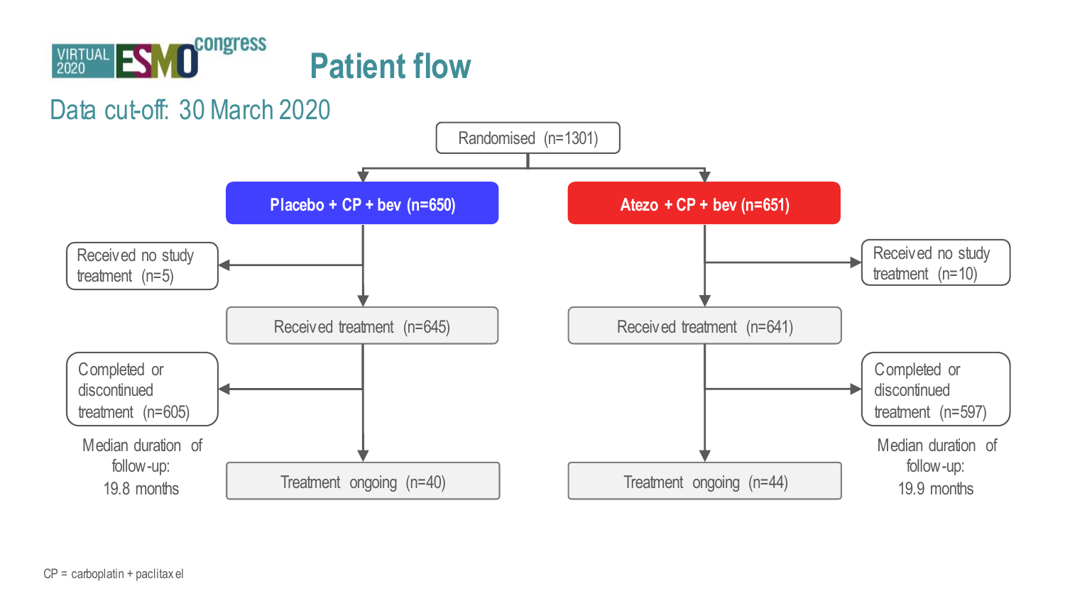# Patient flow

## Data cut-off: 30 March 2020

Randomised (n=1301)

**Placebo + CP + bev (n=650)**

- Received no study treatment (n=5)
- Received treatment (n=645)
- Completed or discontinued treatment (n=605)
- Treatment ongoing (n=40)

Median duration of follow-up: 19.8 months

**Atezo + CP + bev (n=651)**

- Received no study treatment (n=10)
- Received treatment (n=641)
- Completed or discontinued treatment (n=597)
- Treatment ongoing (n=44)

Median duration of follow-up: 19.9 months

CP = carboplatin + paclitaxel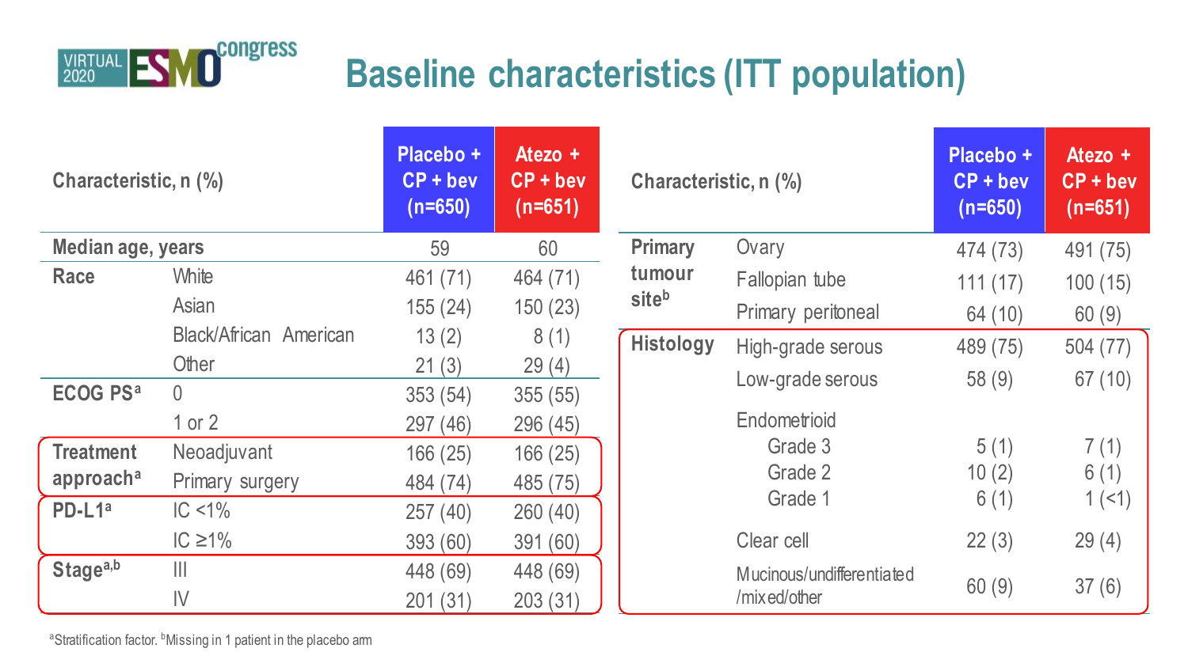# Baseline characteristics (ITT population)

| Characteristic, n (%) | | Placebo + CP + bev (n=650) | Atezo + CP + bev (n=651) |
|---|---|---|---|
| **Median age, years** | | 59 | 60 |
| **Race** | White | 461 (71) | 464 (71) |
| | Asian | 155 (24) | 150 (23) |
| | Black/African American | 13 (2) | 8 (1) |
| | Other | 21 (3) | 29 (4) |
| **ECOG PS**[a] | 0 | 353 (54) | 355 (55) |
| | 1 or 2 | 297 (46) | 296 (45) |
| **Treatment approach**[a] | Neoadjuvant | 166 (25) | 166 (25) |
| | Primary surgery | 484 (74) | 485 (75) |
| **PD-L1**[a] | IC <1% | 257 (40) | 260 (40) |
| | IC ≥1% | 393 (60) | 391 (60) |
| **Stage**[a,b] | III | 448 (69) | 448 (69) |
| | IV | 201 (31) | 203 (31) |

| Characteristic, n (%) | | Placebo + CP + bev (n=650) | Atezo + CP + bev (n=651) |
|---|---|---|---|
| **Primary tumour site**[b] | Ovary | 474 (73) | 491 (75) |
| | Fallopian tube | 111 (17) | 100 (15) |
| | Primary peritoneal | 64 (10) | 60 (9) |
| **Histology** | High-grade serous | 489 (75) | 504 (77) |
| | Low-grade serous | 58 (9) | 67 (10) |
| | Endometrioid | | |
| | Grade 3 | 5 (1) | 7 (1) |
| | Grade 2 | 10 (2) | 6 (1) |
| | Grade 1 | 6 (1) | 1 (<1) |
| | Clear cell | 22 (3) | 29 (4) |
| | Mucinous/undifferentiated/mixed/other | 60 (9) | 37 (6) |

[a]Stratification factor. [b]Missing in 1 patient in the placebo arm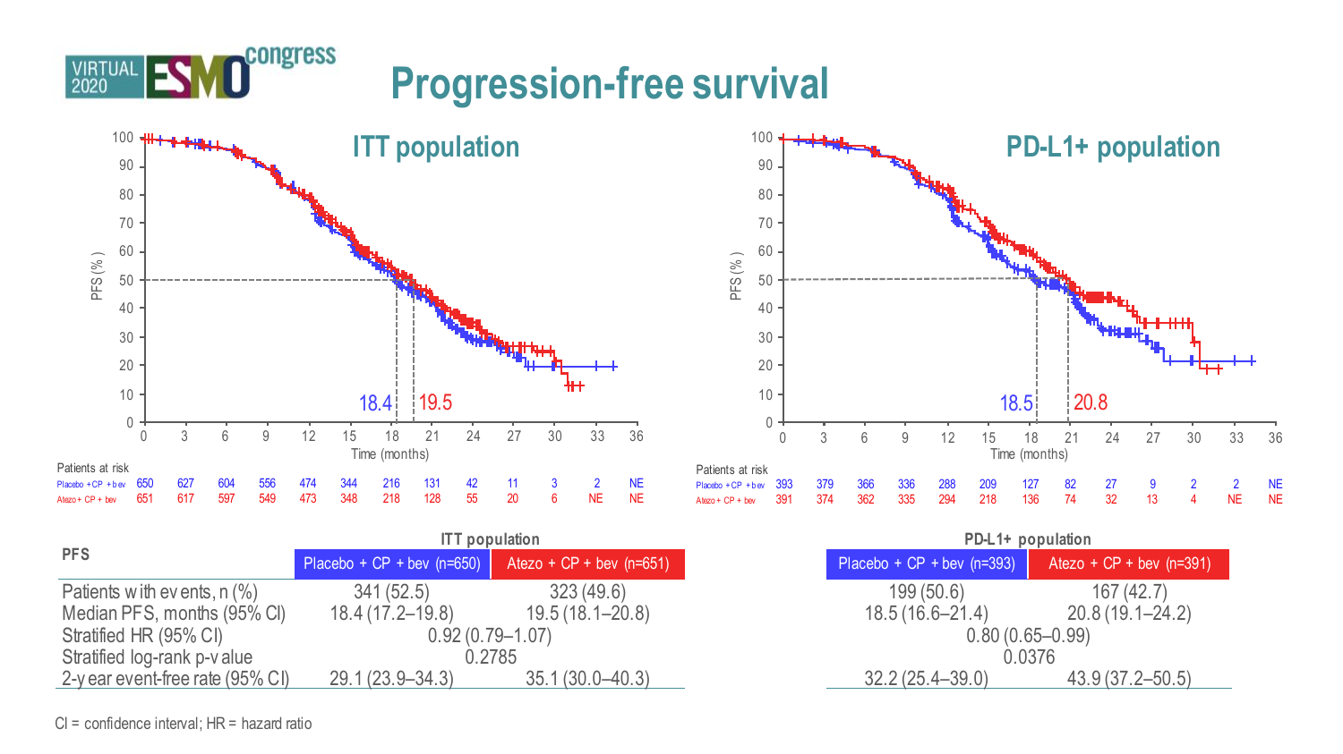# Progression-free survival

## ITT population

| Patients at risk | 0 | 3 | 6 | 9 | 12 | 15 | 18 | 21 | 24 | 27 | 30 | 33 | 36 |
|---|---|---|---|---|---|---|---|---|---|---|---|---|---|
| Placebo + CP + bev | 650 | 627 | 604 | 556 | 474 | 344 | 216 | 131 | 42 | 11 | 3 | 2 | NE |
| Atezo + CP + bev | 651 | 617 | 597 | 549 | 473 | 348 | 218 | 128 | 55 | 20 | 6 | NE | NE |

Median PFS: 18.4 (Placebo + CP + bev); 19.5 (Atezo + CP + bev)

## PD-L1+ population

| Patients at risk | 0 | 3 | 6 | 9 | 12 | 15 | 18 | 21 | 24 | 27 | 30 | 33 | 36 |
|---|---|---|---|---|---|---|---|---|---|---|---|---|---|
| Placebo + CP + bev | 393 | 379 | 366 | 336 | 288 | 209 | 127 | 82 | 27 | 9 | 2 | 2 | NE |
| Atezo + CP + bev | 391 | 374 | 362 | 335 | 294 | 218 | 136 | 74 | 32 | 13 | 4 | NE | NE |

Median PFS: 18.5 (Placebo + CP + bev); 20.8 (Atezo + CP + bev)

| PFS | ITT population: Placebo + CP + bev (n=650) | ITT population: Atezo + CP + bev (n=651) | PD-L1+ population: Placebo + CP + bev (n=393) | PD-L1+ population: Atezo + CP + bev (n=391) |
|---|---|---|---|---|
| Patients with events, n (%) | 341 (52.5) | 323 (49.6) | 199 (50.6) | 167 (42.7) |
| Median PFS, months (95% CI) | 18.4 (17.2–19.8) | 19.5 (18.1–20.8) | 18.5 (16.6–21.4) | 20.8 (19.1–24.2) |
| Stratified HR (95% CI) | 0.92 (0.79–1.07) | | 0.80 (0.65–0.99) | |
| Stratified log-rank p-value | 0.2785 | | 0.0376 | |
| 2-year event-free rate (95% CI) | 29.1 (23.9–34.3) | 35.1 (30.0–40.3) | 32.2 (25.4–39.0) | 43.9 (37.2–50.5) |

CI = confidence interval; HR = hazard ratio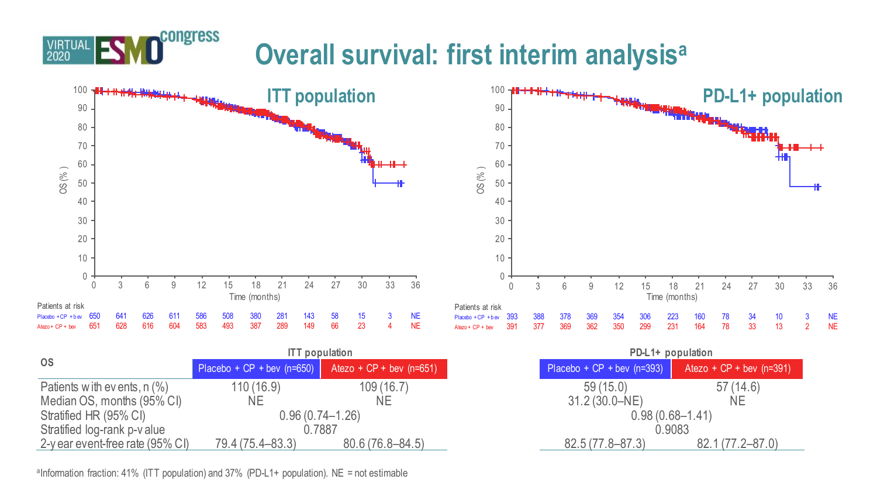# Overall survival: first interim analysis[a]

## ITT population

Patients at risk

| Time (months) | 0 | 3 | 6 | 9 | 12 | 15 | 18 | 21 | 24 | 27 | 30 | 33 | 36 |
|---|---|---|---|---|---|---|---|---|---|---|---|---|---|
| Placebo + CP + bev | 650 | 641 | 626 | 611 | 586 | 508 | 380 | 281 | 143 | 58 | 15 | 3 | NE |
| Atezo + CP + bev | 651 | 628 | 616 | 604 | 583 | 493 | 387 | 289 | 149 | 66 | 23 | 4 | NE |

## PD-L1+ population

Patients at risk

| Time (months) | 0 | 3 | 6 | 9 | 12 | 15 | 18 | 21 | 24 | 27 | 30 | 33 | 36 |
|---|---|---|---|---|---|---|---|---|---|---|---|---|---|
| Placebo + CP + bev | 393 | 388 | 378 | 369 | 354 | 306 | 223 | 160 | 78 | 34 | 10 | 3 | NE |
| Atezo + CP + bev | 391 | 377 | 369 | 362 | 350 | 299 | 231 | 164 | 78 | 33 | 13 | 2 | NE |

| OS | ITT population: Placebo + CP + bev (n=650) | ITT population: Atezo + CP + bev (n=651) | PD-L1+ population: Placebo + CP + bev (n=393) | PD-L1+ population: Atezo + CP + bev (n=391) |
|---|---|---|---|---|
| Patients with events, n (%) | 110 (16.9) | 109 (16.7) | 59 (15.0) | 57 (14.6) |
| Median OS, months (95% CI) | NE | NE | 31.2 (30.0–NE) | NE |
| Stratified HR (95% CI) | 0.96 (0.74–1.26) | | 0.98 (0.68–1.41) | |
| Stratified log-rank p-value | 0.7887 | | 0.9083 | |
| 2-year event-free rate (95% CI) | 79.4 (75.4–83.3) | 80.6 (76.8–84.5) | 82.5 (77.8–87.3) | 82.1 (77.2–87.0) |

[a]Information fraction: 41% (ITT population) and 37% (PD-L1+ population). NE = not estimable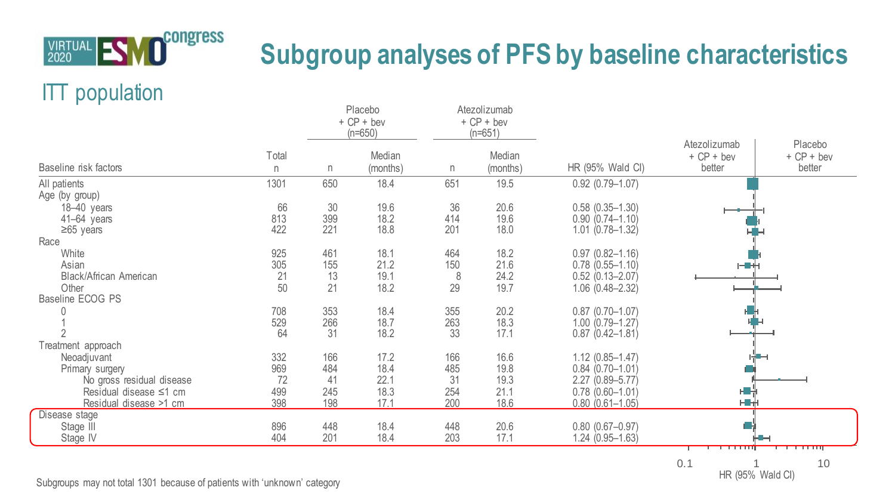VIRTUAL 2020 ESMO congress

# Subgroup analyses of PFS by baseline characteristics

## ITT population

| Baseline risk factors | Total n | Placebo + CP + bev (n=650) n | Placebo + CP + bev (n=650) Median (months) | Atezolizumab + CP + bev (n=651) n | Atezolizumab + CP + bev (n=651) Median (months) | HR (95% Wald CI) |
|---|---|---|---|---|---|---|
| All patients | 1301 | 650 | 18.4 | 651 | 19.5 | 0.92 (0.79–1.07) |
| Age (by group) | | | | | | |
| 18–40 years | 66 | 30 | 19.6 | 36 | 20.6 | 0.58 (0.35–1.30) |
| 41–64 years | 813 | 399 | 18.2 | 414 | 19.6 | 0.90 (0.74–1.10) |
| ≥65 years | 422 | 221 | 18.8 | 201 | 18.0 | 1.01 (0.78–1.32) |
| Race | | | | | | |
| White | 925 | 461 | 18.1 | 464 | 18.2 | 0.97 (0.82–1.16) |
| Asian | 305 | 155 | 21.2 | 150 | 21.6 | 0.78 (0.55–1.10) |
| Black/African American | 21 | 13 | 19.1 | 8 | 24.2 | 0.52 (0.13–2.07) |
| Other | 50 | 21 | 18.2 | 29 | 19.7 | 1.06 (0.48–2.32) |
| Baseline ECOG PS | | | | | | |
| 0 | 708 | 353 | 18.4 | 355 | 20.2 | 0.87 (0.70–1.07) |
| 1 | 529 | 266 | 18.7 | 263 | 18.3 | 1.00 (0.79–1.27) |
| 2 | 64 | 31 | 18.2 | 33 | 17.1 | 0.87 (0.42–1.81) |
| Treatment approach | | | | | | |
| Neoadjuvant | 332 | 166 | 17.2 | 166 | 16.6 | 1.12 (0.85–1.47) |
| Primary surgery | 969 | 484 | 18.4 | 485 | 19.8 | 0.84 (0.70–1.01) |
| No gross residual disease | 72 | 41 | 22.1 | 31 | 19.3 | 2.27 (0.89–5.77) |
| Residual disease ≤1 cm | 499 | 245 | 18.3 | 254 | 21.1 | 0.78 (0.60–1.01) |
| Residual disease >1 cm | 398 | 198 | 17.1 | 200 | 18.6 | 0.80 (0.61–1.05) |
| Disease stage | | | | | | |
| Stage III | 896 | 448 | 18.4 | 448 | 20.6 | 0.80 (0.67–0.97) |
| Stage IV | 404 | 201 | 18.4 | 203 | 17.1 | 1.24 (0.95–1.63) |

Forest plot: HR (95% Wald CI), log scale 0.1 – 1 – 10; left: Atezolizumab + CP + bev better; right: Placebo + CP + bev better.

Subgroups may not total 1301 because of patients with 'unknown' category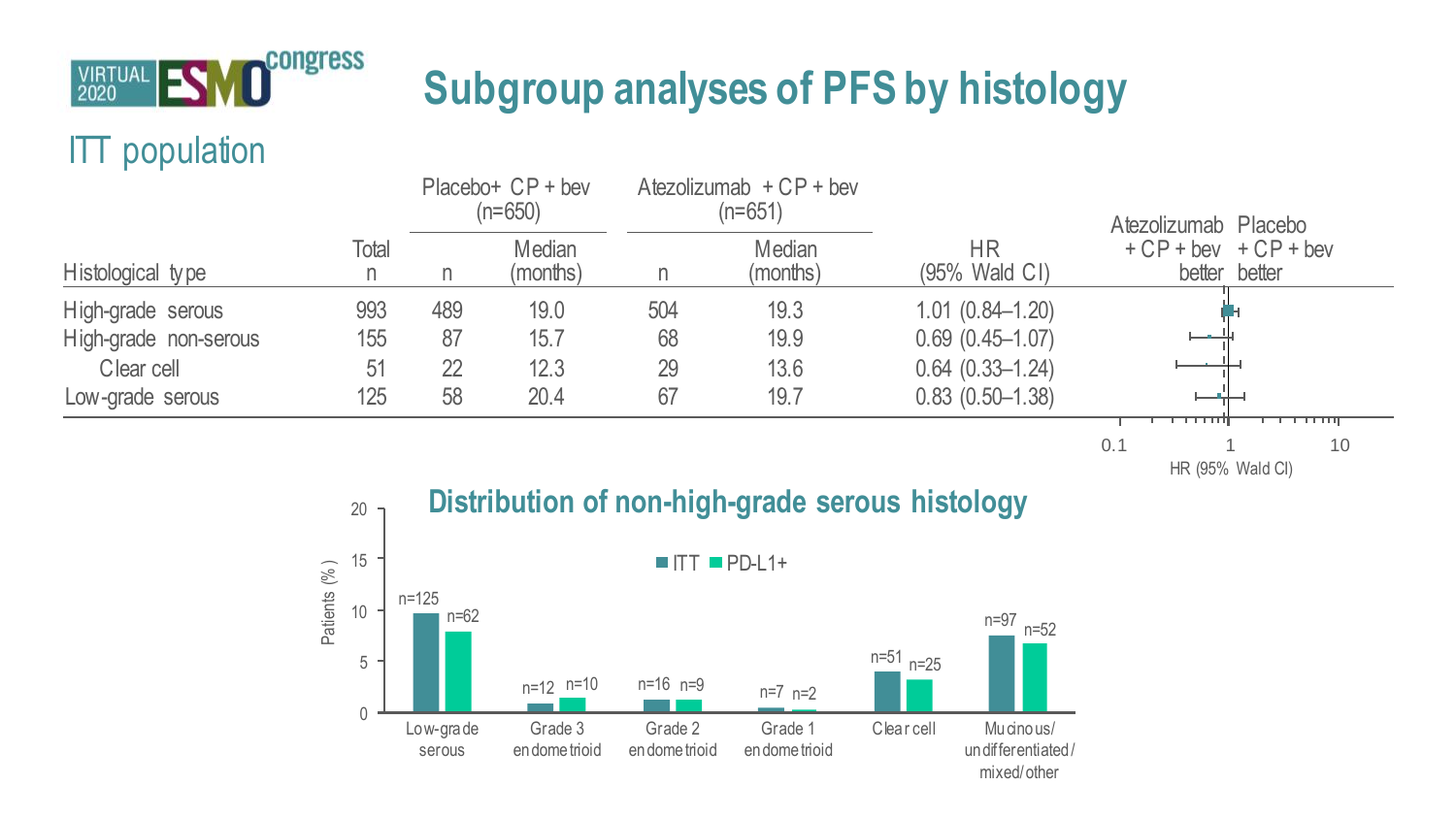# Subgroup analyses of PFS by histology

## ITT population

| Histological type | Total n | Placebo+ CP + bev (n=650) | | Atezolizumab + CP + bev (n=651) | | HR (95% Wald CI) |
|---|---|---|---|---|---|---|
| | | n | Median (months) | n | Median (months) | |
| High-grade serous | 993 | 489 | 19.0 | 504 | 19.3 | 1.01 (0.84–1.20) |
| High-grade non-serous | 155 | 87 | 15.7 | 68 | 19.9 | 0.69 (0.45–1.07) |
| Clear cell | 51 | 22 | 12.3 | 29 | 13.6 | 0.64 (0.33–1.24) |
| Low-grade serous | 125 | 58 | 20.4 | 67 | 19.7 | 0.83 (0.50–1.38) |

Atezolizumab + CP + bev better | Placebo + CP + bev better

HR (95% Wald CI): 0.1, 1, 10

## Distribution of non-high-grade serous histology

Patients (%) — ITT / PD-L1+

| Histology | ITT | PD-L1+ |
|---|---|---|
| Low-grade serous | n=125 | n=62 |
| Grade 3 endometrioid | n=12 | n=10 |
| Grade 2 endometrioid | n=16 | n=9 |
| Grade 1 endometrioid | n=7 | n=2 |
| Clear cell | n=51 | n=25 |
| Mucinous/undifferentiated/mixed/other | n=97 | n=52 |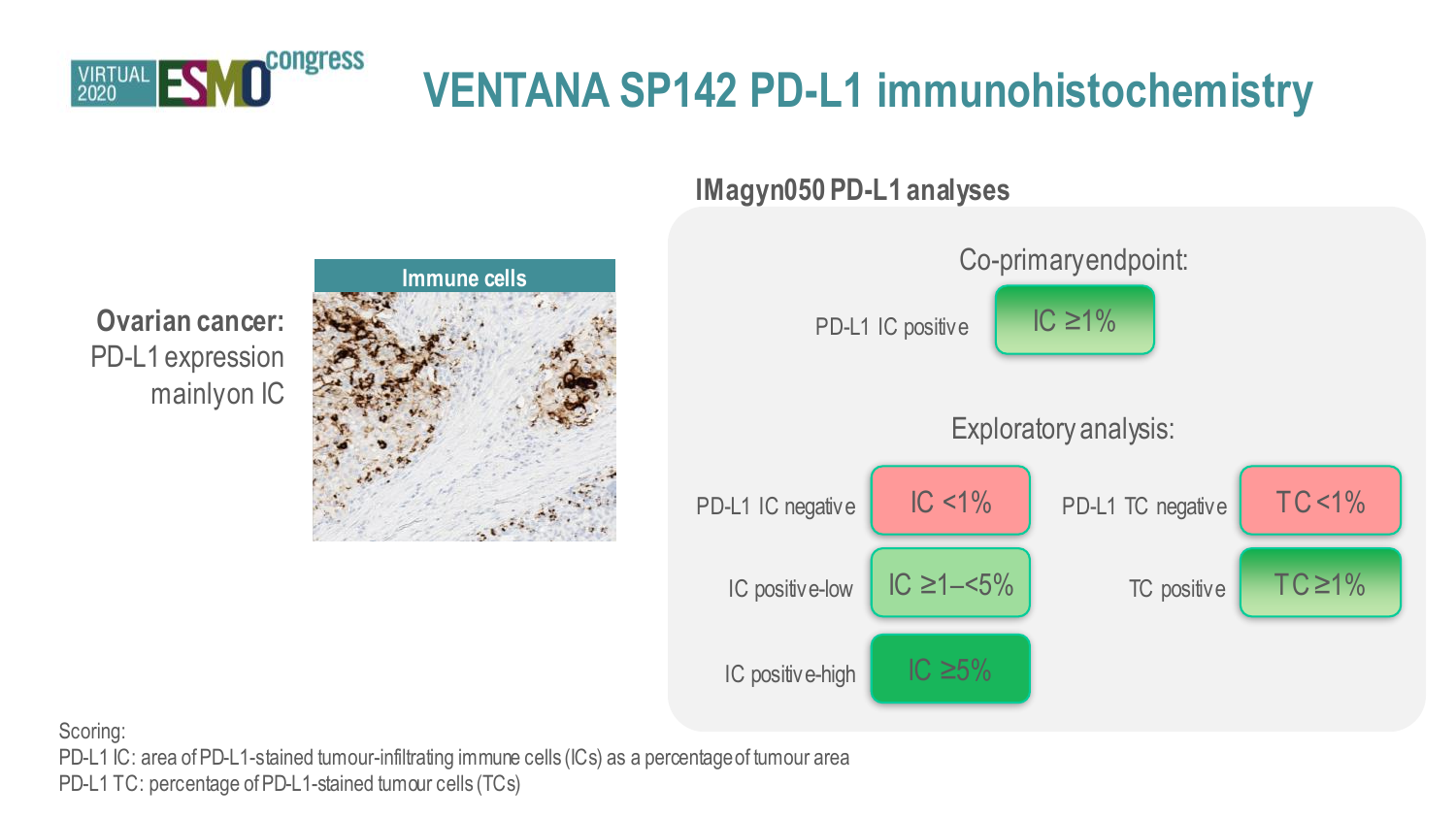# VENTANA SP142 PD-L1 immunohistochemistry

**Ovarian cancer:** PD-L1 expression mainlyon IC

Immune cells

## IMagyn050 PD-L1 analyses

Co-primaryendpoint:

PD-L1 IC positive — IC ≥1%

Exploratory analysis:

| | | | |
|---|---|---|---|
| PD-L1 IC negative | IC <1% | PD-L1 TC negative | TC <1% |
| IC positive-low | IC ≥1–<5% | TC positive | TC ≥1% |
| IC positive-high | IC ≥5% | | |

Scoring:
PD-L1 IC: area of PD-L1-stained tumour-infiltrating immune cells (ICs) as a percentage of tumour area
PD-L1 TC: percentage of PD-L1-stained tumour cells (TCs)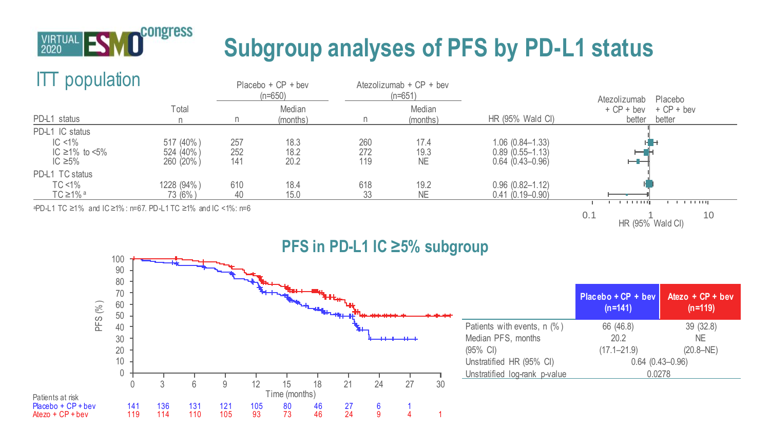# Subgroup analyses of PFS by PD-L1 status

## ITT population

| PD-L1 status | Total n | Placebo + CP + bev (n=650) n | Placebo + CP + bev (n=650) Median (months) | Atezolizumab + CP + bev (n=651) n | Atezolizumab + CP + bev (n=651) Median (months) | HR (95% Wald CI) |
|---|---|---|---|---|---|---|
| **PD-L1 IC status** | | | | | | |
| IC <1% | 517 (40%) | 257 | 18.3 | 260 | 17.4 | 1.06 (0.84–1.33) |
| IC ≥1% to <5% | 524 (40%) | 252 | 18.2 | 272 | 19.3 | 0.89 (0.55–1.13) |
| IC ≥5% | 260 (20%) | 141 | 20.2 | 119 | NE | 0.64 (0.43–0.96) |
| **PD-L1 TC status** | | | | | | |
| TC <1% | 1228 (94%) | 610 | 18.4 | 618 | 19.2 | 0.96 (0.82–1.12) |
| TC ≥1% [a] | 73 (6%) | 40 | 15.0 | 33 | NE | 0.41 (0.19–0.90) |

Forest plot: HR (95% Wald CI), log scale 0.1 – 1 – 10; left: Atezolizumab + CP + bev better; right: Placebo + CP + bev better.

[a]PD-L1 TC ≥1% and IC ≥1%: n=67. PD-L1 TC ≥1% and IC <1%: n=6

## PFS in PD-L1 IC ≥5% subgroup

| | Placebo + CP + bev (n=141) | Atezo + CP + bev (n=119) |
|---|---|---|
| Patients with events, n (%) | 66 (46.8) | 39 (32.8) |
| Median PFS, months (95% CI) | 20.2 (17.1–21.9) | NE (20.8–NE) |
| Unstratified HR (95% CI) | 0.64 (0.43–0.96) | |
| Unstratified log-rank p-value | 0.0278 | |

Patients at risk

| Time (months) | 0 | 3 | 6 | 9 | 12 | 15 | 18 | 21 | 24 | 27 | 30 |
|---|---|---|---|---|---|---|---|---|---|---|---|
| Placebo + CP + bev | 141 | 136 | 131 | 121 | 105 | 80 | 46 | 27 | 6 | 1 | |
| Atezo + CP + bev | 119 | 114 | 110 | 105 | 93 | 73 | 46 | 24 | 9 | 4 | 1 |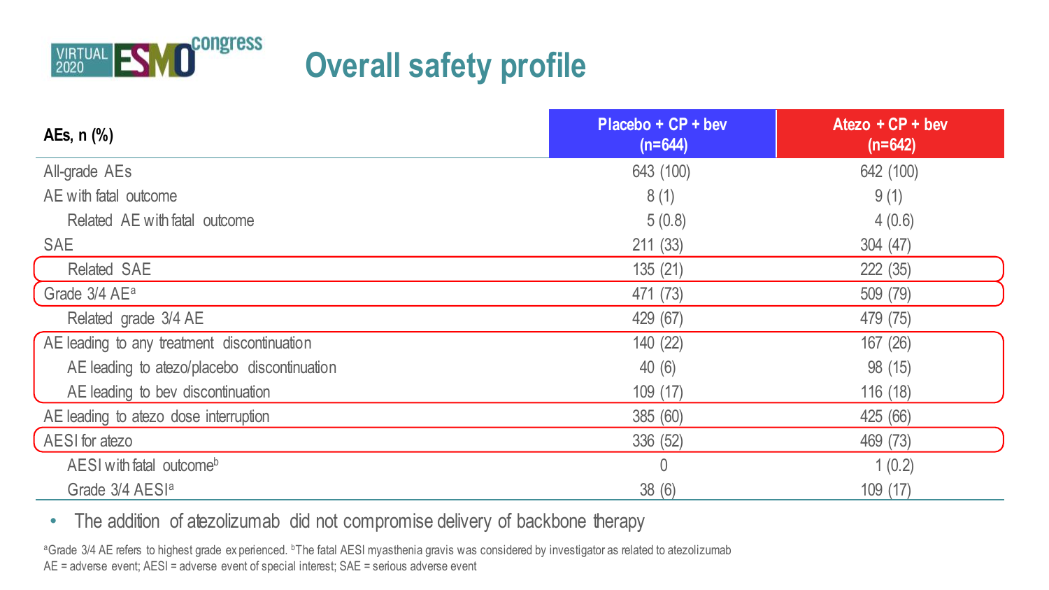# Overall safety profile

| AEs, n (%) | Placebo + CP + bev (n=644) | Atezo + CP + bev (n=642) |
|---|---|---|
| All-grade AEs | 643 (100) | 642 (100) |
| AE with fatal outcome | 8 (1) | 9 (1) |
| Related AE with fatal outcome | 5 (0.8) | 4 (0.6) |
| SAE | 211 (33) | 304 (47) |
| Related SAE | 135 (21) | 222 (35) |
| Grade 3/4 AE[a] | 471 (73) | 509 (79) |
| Related grade 3/4 AE | 429 (67) | 479 (75) |
| AE leading to any treatment discontinuation | 140 (22) | 167 (26) |
| AE leading to atezo/placebo discontinuation | 40 (6) | 98 (15) |
| AE leading to bev discontinuation | 109 (17) | 116 (18) |
| AE leading to atezo dose interruption | 385 (60) | 425 (66) |
| AESI for atezo | 336 (52) | 469 (73) |
| AESI with fatal outcome[b] | 0 | 1 (0.2) |
| Grade 3/4 AESI[a] | 38 (6) | 109 (17) |

- The addition of atezolizumab did not compromise delivery of backbone therapy

[a]Grade 3/4 AE refers to highest grade experienced. [b]The fatal AESI myasthenia gravis was considered by investigator as related to atezolizumab

AE = adverse event; AESI = adverse event of special interest; SAE = serious adverse event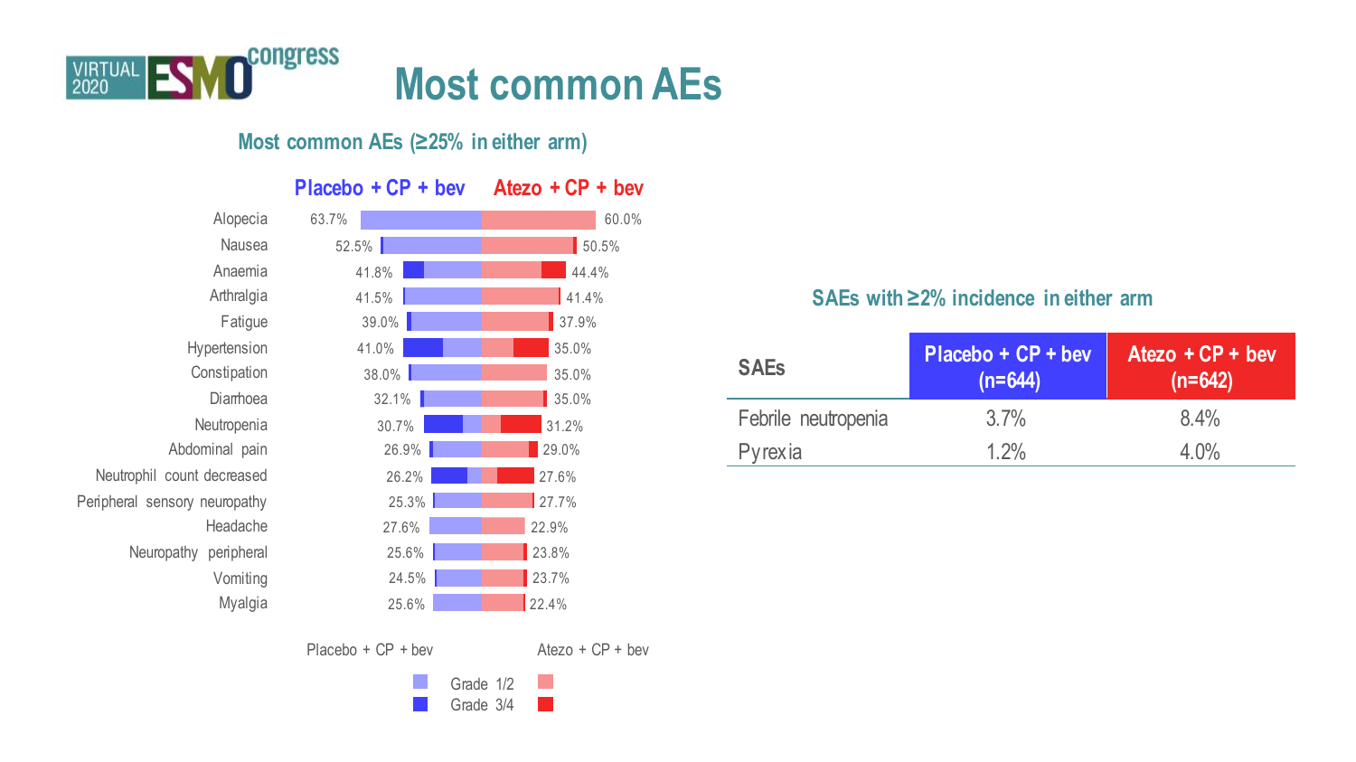# Most common AEs

## Most common AEs (≥25% in either arm)

| AE | Placebo + CP + bev | Atezo + CP + bev |
| --- | --- | --- |
| Alopecia | 63.7% | 60.0% |
| Nausea | 52.5% | 50.5% |
| Anaemia | 41.8% | 44.4% |
| Arthralgia | 41.5% | 41.4% |
| Fatigue | 39.0% | 37.9% |
| Hypertension | 41.0% | 35.0% |
| Constipation | 38.0% | 35.0% |
| Diarrhoea | 32.1% | 35.0% |
| Neutropenia | 30.7% | 31.2% |
| Abdominal pain | 26.9% | 29.0% |
| Neutrophil count decreased | 26.2% | 27.6% |
| Peripheral sensory neuropathy | 25.3% | 27.7% |
| Headache | 27.6% | 22.9% |
| Neuropathy peripheral | 25.6% | 23.8% |
| Vomiting | 24.5% | 23.7% |
| Myalgia | 25.6% | 22.4% |

Placebo + CP + bev / Atezo + CP + bev: Grade 1/2, Grade 3/4

## SAEs with ≥2% incidence in either arm

| SAEs | Placebo + CP + bev (n=644) | Atezo + CP + bev (n=642) |
| --- | --- | --- |
| Febrile neutropenia | 3.7% | 8.4% |
| Pyrexia | 1.2% | 4.0% |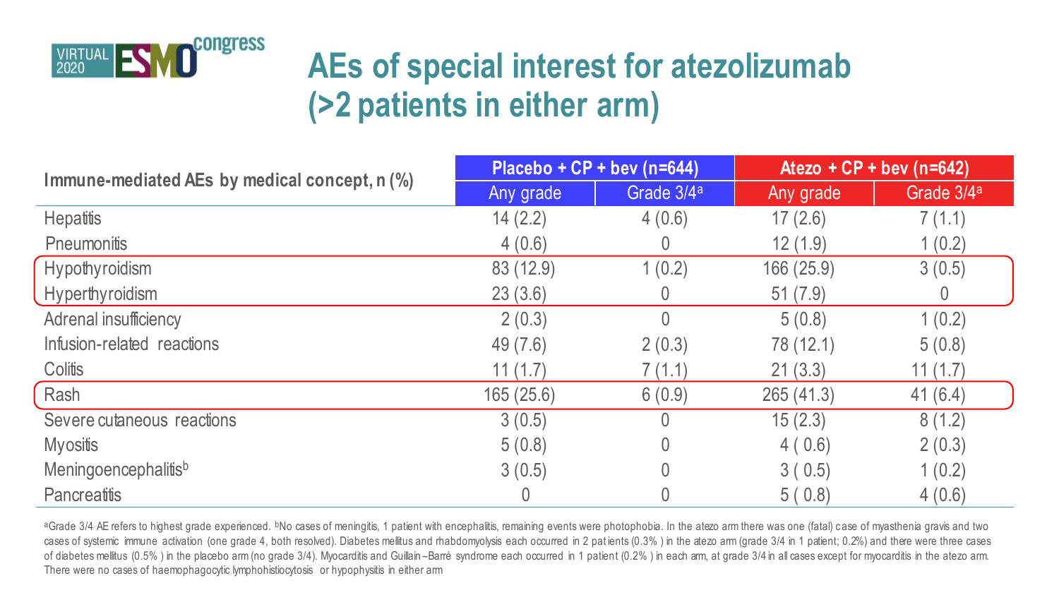# AEs of special interest for atezolizumab (>2 patients in either arm)

| Immune-mediated AEs by medical concept, n (%) | Placebo + CP + bev (n=644) | | Atezo + CP + bev (n=642) | |
|---|---|---|---|---|
| | Any grade | Grade 3/4[a] | Any grade | Grade 3/4[a] |
| Hepatitis | 14 (2.2) | 4 (0.6) | 17 (2.6) | 7 (1.1) |
| Pneumonitis | 4 (0.6) | 0 | 12 (1.9) | 1 (0.2) |
| Hypothyroidism | 83 (12.9) | 1 (0.2) | 166 (25.9) | 3 (0.5) |
| Hyperthyroidism | 23 (3.6) | 0 | 51 (7.9) | 0 |
| Adrenal insufficiency | 2 (0.3) | 0 | 5 (0.8) | 1 (0.2) |
| Infusion-related reactions | 49 (7.6) | 2 (0.3) | 78 (12.1) | 5 (0.8) |
| Colitis | 11 (1.7) | 7 (1.1) | 21 (3.3) | 11 (1.7) |
| Rash | 165 (25.6) | 6 (0.9) | 265 (41.3) | 41 (6.4) |
| Severe cutaneous reactions | 3 (0.5) | 0 | 15 (2.3) | 8 (1.2) |
| Myositis | 5 (0.8) | 0 | 4 ( 0.6) | 2 (0.3) |
| Meningoencephalitis[b] | 3 (0.5) | 0 | 3 ( 0.5) | 1 (0.2) |
| Pancreatitis | 0 | 0 | 5 ( 0.8) | 4 (0.6) |

[a]Grade 3/4 AE refers to highest grade experienced. [b]No cases of meningitis, 1 patient with encephalitis, remaining events were photophobia. In the atezo arm there was one (fatal) case of myasthenia gravis and two cases of systemic immune activation (one grade 4, both resolved). Diabetes mellitus and rhabdomyolysis each occurred in 2 patients (0.3% ) in the atezo arm (grade 3/4 in 1 patient; 0.2%) and there were three cases of diabetes mellitus (0.5% ) in the placebo arm (no grade 3/4). Myocarditis and Guillain–Barré syndrome each occurred in 1 patient (0.2% ) in each arm, at grade 3/4 in all cases except for myocarditis in the atezo arm. There were no cases of haemophagocytic lymphohistiocytosis or hypophysitis in either arm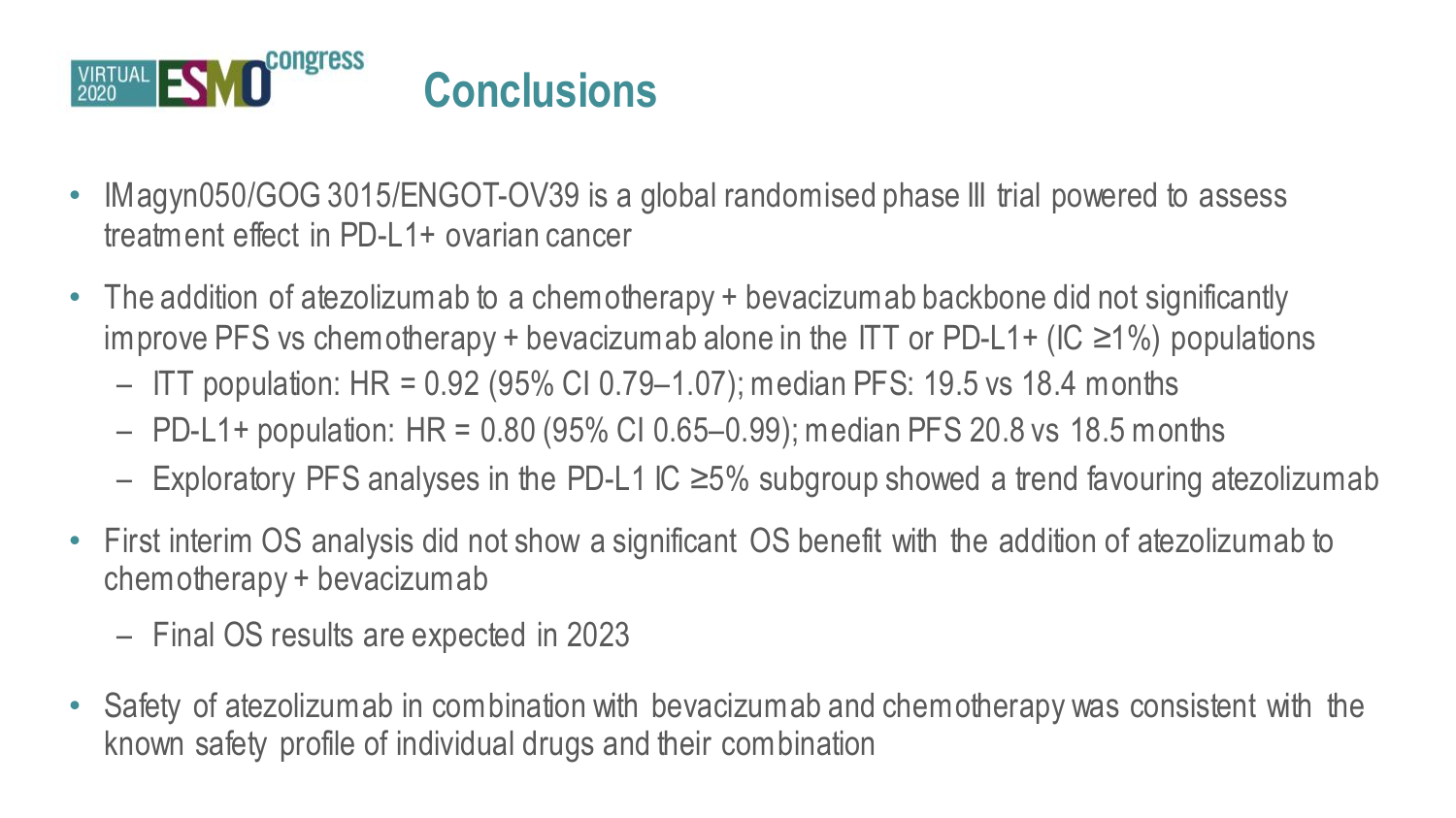# Conclusions

- IMagyn050/GOG 3015/ENGOT-OV39 is a global randomised phase III trial powered to assess treatment effect in PD-L1+ ovarian cancer
- The addition of atezolizumab to a chemotherapy + bevacizumab backbone did not significantly improve PFS vs chemotherapy + bevacizumab alone in the ITT or PD-L1+ (IC ≥1%) populations
  - ITT population: HR = 0.92 (95% CI 0.79–1.07); median PFS: 19.5 vs 18.4 months
  - PD-L1+ population: HR = 0.80 (95% CI 0.65–0.99); median PFS 20.8 vs 18.5 months
  - Exploratory PFS analyses in the PD-L1 IC ≥5% subgroup showed a trend favouring atezolizumab
- First interim OS analysis did not show a significant OS benefit with the addition of atezolizumab to chemotherapy + bevacizumab
  - Final OS results are expected in 2023
- Safety of atezolizumab in combination with bevacizumab and chemotherapy was consistent with the known safety profile of individual drugs and their combination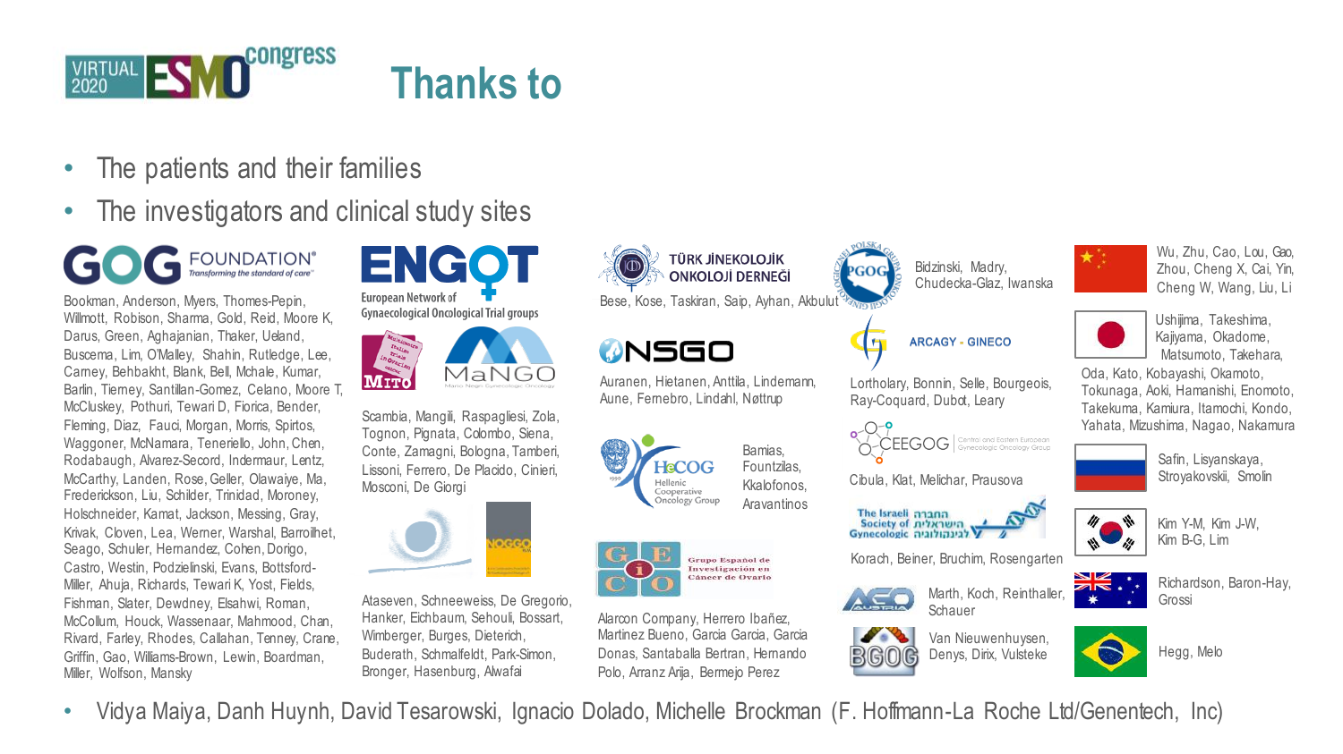# Thanks to

- The patients and their families
- The investigators and clinical study sites

**GOG FOUNDATION** — Transforming the standard of care

Bookman, Anderson, Myers, Thomes-Pepin, Willmott, Robison, Sharma, Gold, Reid, Moore K, Darus, Green, Aghajanian, Thaker, Ueland, Buscema, Lim, O'Malley, Shahin, Rutledge, Lee, Carney, Behbakht, Blank, Bell, Mchale, Kumar, Barlin, Tierney, Santillan-Gomez, Celano, Moore T, McCluskey, Pothuri, Tewari D, Fiorica, Bender, Fleming, Diaz, Fauci, Morgan, Morris, Spirtos, Waggoner, McNamara, Teneriello, John, Chen, Rodabaugh, Alvarez-Secord, Indermaur, Lentz, McCarthy, Landen, Rose, Geller, Olawaiye, Ma, Frederickson, Liu, Schilder, Trinidad, Moroney, Holschneider, Kamat, Jackson, Messing, Gray, Krivak, Cloven, Lea, Werner, Warshal, Barroilhet, Seago, Schuler, Hernandez, Cohen, Dorigo, Castro, Westin, Podzielinski, Evans, Bottsford-Miller, Ahuja, Richards, Tewari K, Yost, Fields, Fishman, Slater, Dewdney, Elsahwi, Roman, McCollum, Houck, Wassenaar, Mahmood, Chan, Rivard, Farley, Rhodes, Callahan, Tenney, Crane, Griffin, Gao, Williams-Brown, Lewin, Boardman, Miller, Wolfson, Mansky

**ENGOT** — European Network of Gynaecological Oncological Trial groups

**MITO / MaNGO**

Scambia, Mangili, Raspagliesi, Zola, Tognon, Pignata, Colombo, Siena, Conte, Zamagni, Bologna, Tamberi, Lissoni, Ferrero, De Placido, Cinieri, Mosconi, De Giorgi

**NOGGO**

Ataseven, Schneeweiss, De Gregorio, Hanker, Eichbaum, Sehouli, Bossart, Wimberger, Burges, Dieterich, Buderath, Schmalfeldt, Park-Simon, Bronger, Hasenburg, Alwafai

**TÜRK JİNEKOLOJİK ONKOLOJİ DERNEĞİ**

Bese, Kose, Taskiran, Saip, Ayhan, Akbulut

**NSGO**

Auranen, Hietanen, Anttila, Lindemann, Aune, Fernebro, Lindahl, Nøttrup

**HeCOG** — Hellenic Cooperative Oncology Group

Bamias, Fountzilas, Kkalofonos, Aravantinos

**GEICO** — Grupo Español de Investigación en Cáncer de Ovario

Alarcon Company, Herrero Ibañez, Martinez Bueno, Garcia Garcia, Garcia Donas, Santaballa Bertran, Hernando Polo, Arranz Arija, Bermejo Perez

**PGOG**

Bidzinski, Madry, Chudecka-Glaz, Iwanska

**ARCAGY - GINECO**

Lortholary, Bonnin, Selle, Bourgeois, Ray-Coquard, Dubot, Leary

**CEEGOG** — Central and Eastern European Gynecologic Oncology Group

Cibula, Klat, Melichar, Prausova

**The Israeli Society of Gynecologic Oncology**

Korach, Beiner, Bruchim, Rosengarten

**AGO Austria**

Marth, Koch, Reinthaller, Schauer

**BGOG**

Van Nieuwenhuysen, Denys, Dirix, Vulsteke

**China:** Wu, Zhu, Cao, Lou, Gao, Zhou, Cheng X, Cai, Yin, Cheng W, Wang, Liu, Li

**Japan:** Ushijima, Takeshima, Kajiyama, Okadome, Matsumoto, Takehara, Oda, Kato, Kobayashi, Okamoto, Tokunaga, Aoki, Hamanishi, Enomoto, Takekuma, Kamiura, Itamochi, Kondo, Yahata, Mizushima, Nagao, Nakamura

**Russia:** Safin, Lisyanskaya, Stroyakovskii, Smolin

**South Korea:** Kim Y-M, Kim J-W, Kim B-G, Lim

**Australia:** Richardson, Baron-Hay, Grossi

**Brazil:** Hegg, Melo

- Vidya Maiya, Danh Huynh, David Tesarowski, Ignacio Dolado, Michelle Brockman (F. Hoffmann-La Roche Ltd/Genentech, Inc)